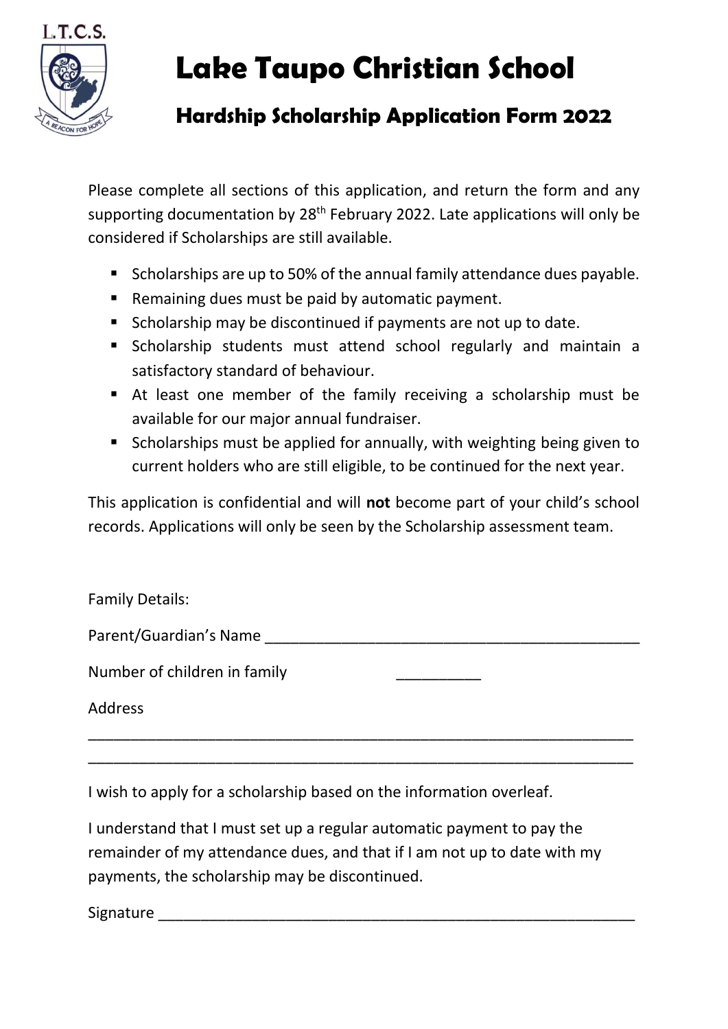# Lake Taupo Christian School

## Hardship Scholarship Application Form 2022

Please complete all sections of this application, and return the form and any supporting documentation by 28th February 2022. Late applications will only be considered if Scholarships are still available.

- Scholarships are up to 50% of the annual family attendance dues payable.
- Remaining dues must be paid by automatic payment.
- Scholarship may be discontinued if payments are not up to date.
- Scholarship students must attend school regularly and maintain a satisfactory standard of behaviour.
- At least one member of the family receiving a scholarship must be available for our major annual fundraiser.
- Scholarships must be applied for annually, with weighting being given to current holders who are still eligible, to be continued for the next year.

This application is confidential and will **not** become part of your child's school records. Applications will only be seen by the Scholarship assessment team.

Family Details:

Parent/Guardian's Name _____________________________________________

Number of children in family __________

Address

_________________________________________________________________

_________________________________________________________________

I wish to apply for a scholarship based on the information overleaf.

I understand that I must set up a regular automatic payment to pay the remainder of my attendance dues, and that if I am not up to date with my payments, the scholarship may be discontinued.

Signature _________________________________________________________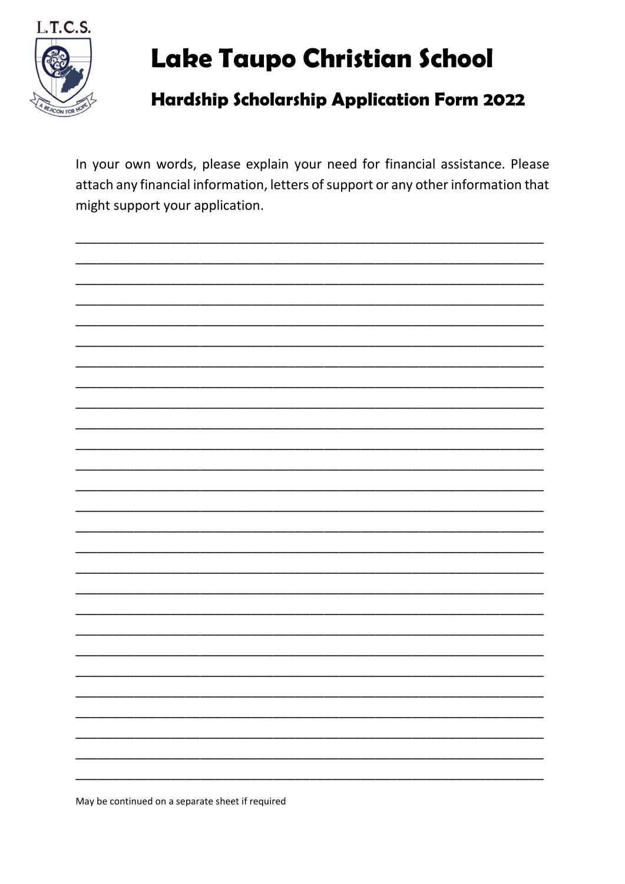# Lake Taupo Christian School

## Hardship Scholarship Application Form 2022

In your own words, please explain your need for financial assistance. Please attach any financial information, letters of support or any other information that might support your application.

_____________________________________________________________________________
_____________________________________________________________________________
_____________________________________________________________________________
_____________________________________________________________________________
_____________________________________________________________________________
_____________________________________________________________________________
_____________________________________________________________________________
_____________________________________________________________________________
_____________________________________________________________________________
_____________________________________________________________________________
_____________________________________________________________________________
_____________________________________________________________________________
_____________________________________________________________________________
_____________________________________________________________________________
_____________________________________________________________________________
_____________________________________________________________________________
_____________________________________________________________________________
_____________________________________________________________________________
_____________________________________________________________________________
_____________________________________________________________________________
_____________________________________________________________________________
_____________________________________________________________________________
_____________________________________________________________________________
_____________________________________________________________________________
_____________________________________________________________________________
_____________________________________________________________________________
_____________________________________________________________________________

May be continued on a separate sheet if required